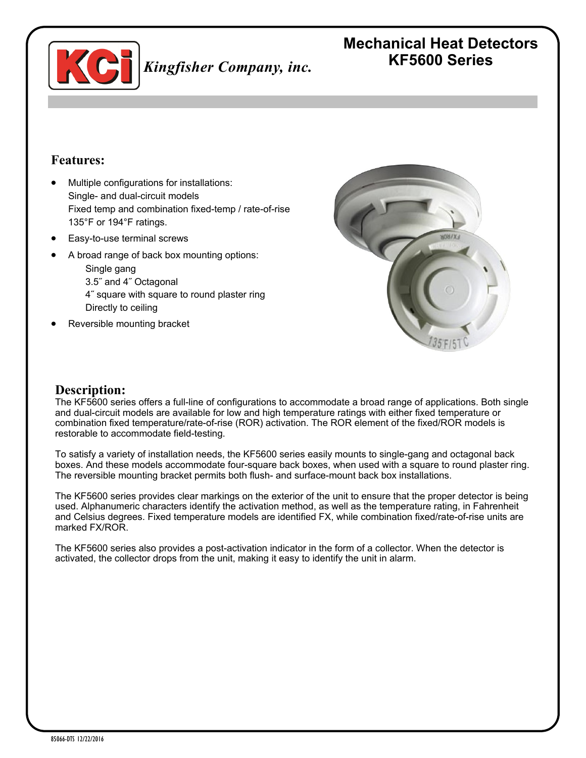Kingfisher Company, inc.

# Mechanical Heat Detectors
# KF5600 Series

## Features:

- Multiple configurations for installations:
  Single- and dual-circuit models
  Fixed temp and combination fixed-temp / rate-of-rise
  135°F or 194°F ratings.
- Easy-to-use terminal screws
- A broad range of back box mounting options:
  - Single gang
  - 3.5˝ and 4˝ Octagonal
  - 4˝ square with square to round plaster ring
  - Directly to ceiling
- Reversible mounting bracket

## Description:

The KF5600 series offers a full-line of configurations to accommodate a broad range of applications. Both single and dual-circuit models are available for low and high temperature ratings with either fixed temperature or combination fixed temperature/rate-of-rise (ROR) activation. The ROR element of the fixed/ROR models is restorable to accommodate field-testing.

To satisfy a variety of installation needs, the KF5600 series easily mounts to single-gang and octagonal back boxes. And these models accommodate four-square back boxes, when used with a square to round plaster ring. The reversible mounting bracket permits both flush- and surface-mount back box installations.

The KF5600 series provides clear markings on the exterior of the unit to ensure that the proper detector is being used. Alphanumeric characters identify the activation method, as well as the temperature rating, in Fahrenheit and Celsius degrees. Fixed temperature models are identified FX, while combination fixed/rate-of-rise units are marked FX/ROR.

The KF5600 series also provides a post-activation indicator in the form of a collector. When the detector is activated, the collector drops from the unit, making it easy to identify the unit in alarm.

85066-DTS 12/22/2016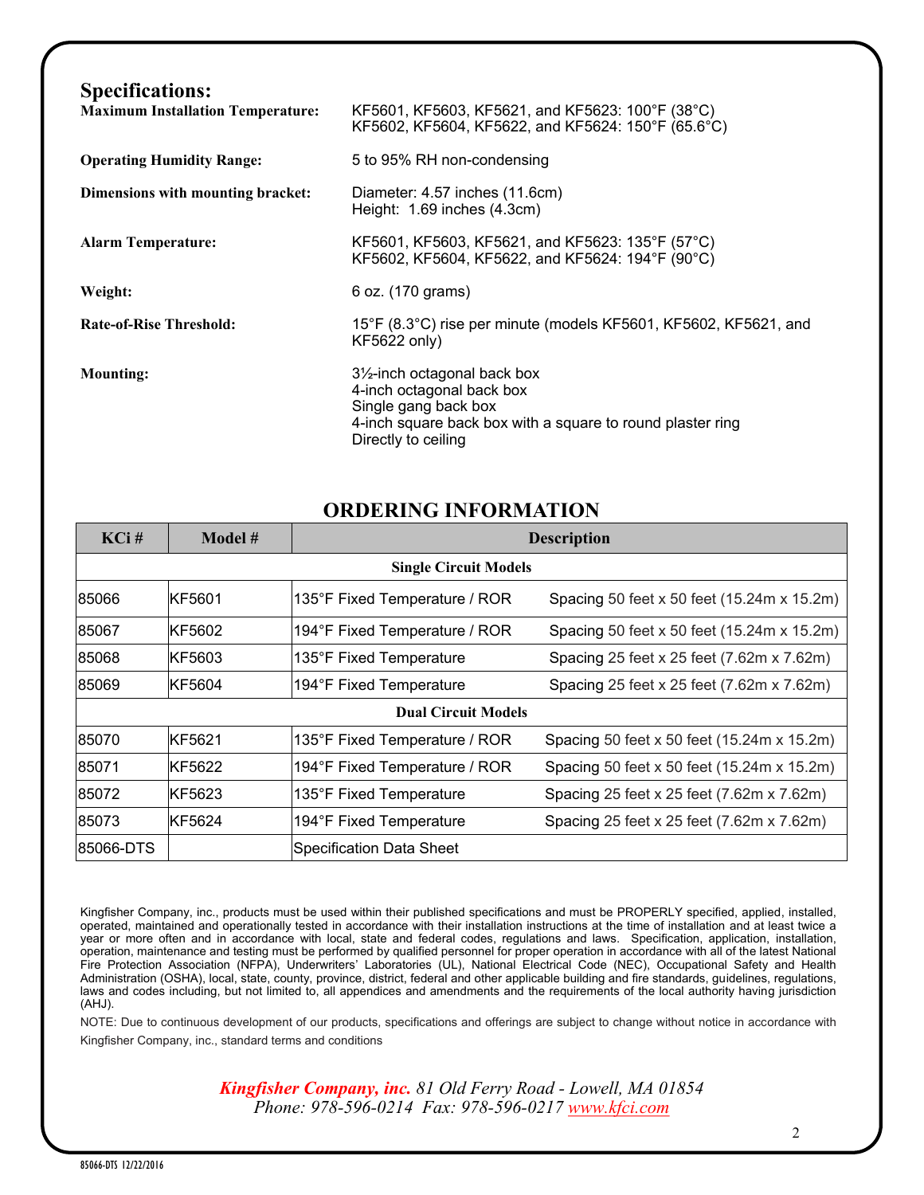## Specifications:

**Maximum Installation Temperature:** KF5601, KF5603, KF5621, and KF5623: 100°F (38°C)
KF5602, KF5604, KF5622, and KF5624: 150°F (65.6°C)

**Operating Humidity Range:** 5 to 95% RH non-condensing

**Dimensions with mounting bracket:** Diameter: 4.57 inches (11.6cm)
Height: 1.69 inches (4.3cm)

**Alarm Temperature:** KF5601, KF5603, KF5621, and KF5623: 135°F (57°C)
KF5602, KF5604, KF5622, and KF5624: 194°F (90°C)

**Weight:** 6 oz. (170 grams)

**Rate-of-Rise Threshold:** 15°F (8.3°C) rise per minute (models KF5601, KF5602, KF5621, and KF5622 only)

**Mounting:**
3½-inch octagonal back box
4-inch octagonal back box
Single gang back box
4-inch square back box with a square to round plaster ring
Directly to ceiling

## ORDERING INFORMATION

| KCi # | Model # | Description | |
|---|---|---|---|
| | | **Single Circuit Models** | |
| 85066 | KF5601 | 135°F Fixed Temperature / ROR | Spacing 50 feet x 50 feet (15.24m x 15.2m) |
| 85067 | KF5602 | 194°F Fixed Temperature / ROR | Spacing 50 feet x 50 feet (15.24m x 15.2m) |
| 85068 | KF5603 | 135°F Fixed Temperature | Spacing 25 feet x 25 feet (7.62m x 7.62m) |
| 85069 | KF5604 | 194°F Fixed Temperature | Spacing 25 feet x 25 feet (7.62m x 7.62m) |
| | | **Dual Circuit Models** | |
| 85070 | KF5621 | 135°F Fixed Temperature / ROR | Spacing 50 feet x 50 feet (15.24m x 15.2m) |
| 85071 | KF5622 | 194°F Fixed Temperature / ROR | Spacing 50 feet x 50 feet (15.24m x 15.2m) |
| 85072 | KF5623 | 135°F Fixed Temperature | Spacing 25 feet x 25 feet (7.62m x 7.62m) |
| 85073 | KF5624 | 194°F Fixed Temperature | Spacing 25 feet x 25 feet (7.62m x 7.62m) |
| 85066-DTS | | Specification Data Sheet | |

Kingfisher Company, inc., products must be used within their published specifications and must be PROPERLY specified, applied, installed, operated, maintained and operationally tested in accordance with their installation instructions at the time of installation and at least twice a year or more often and in accordance with local, state and federal codes, regulations and laws. Specification, application, installation, operation, maintenance and testing must be performed by qualified personnel for proper operation in accordance with all of the latest National Fire Protection Association (NFPA), Underwriters' Laboratories (UL), National Electrical Code (NEC), Occupational Safety and Health Administration (OSHA), local, state, county, province, district, federal and other applicable building and fire standards, guidelines, regulations, laws and codes including, but not limited to, all appendices and amendments and the requirements of the local authority having jurisdiction (AHJ).

NOTE: Due to continuous development of our products, specifications and offerings are subject to change without notice in accordance with Kingfisher Company, inc., standard terms and conditions

***Kingfisher Company, inc.*** *81 Old Ferry Road - Lowell, MA 01854*
*Phone: 978-596-0214 Fax: 978-596-0217 www.kfci.com*

85066-DTS 12/22/2016